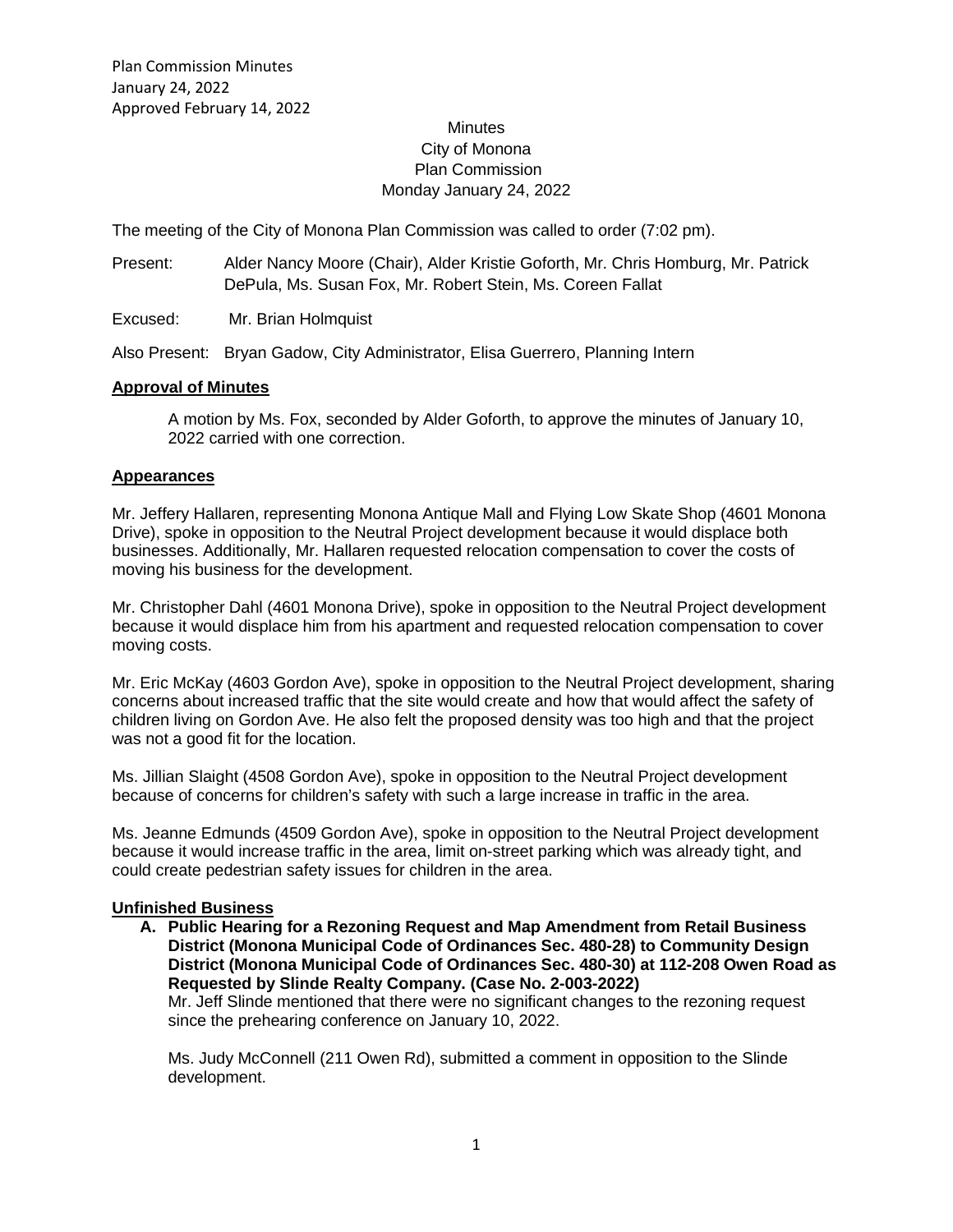# Minutes
## City of Monona
## Plan Commission
### Monday January 24, 2022

The meeting of the City of Monona Plan Commission was called to order (7:02 pm).

Present: Alder Nancy Moore (Chair), Alder Kristie Goforth, Mr. Chris Homburg, Mr. Patrick DePula, Ms. Susan Fox, Mr. Robert Stein, Ms. Coreen Fallat

Excused: Mr. Brian Holmquist

Also Present: Bryan Gadow, City Administrator, Elisa Guerrero, Planning Intern

**Approval of Minutes**

A motion by Ms. Fox, seconded by Alder Goforth, to approve the minutes of January 10, 2022 carried with one correction.

**Appearances**

Mr. Jeffery Hallaren, representing Monona Antique Mall and Flying Low Skate Shop (4601 Monona Drive), spoke in opposition to the Neutral Project development because it would displace both businesses. Additionally, Mr. Hallaren requested relocation compensation to cover the costs of moving his business for the development.

Mr. Christopher Dahl (4601 Monona Drive), spoke in opposition to the Neutral Project development because it would displace him from his apartment and requested relocation compensation to cover moving costs.

Mr. Eric McKay (4603 Gordon Ave), spoke in opposition to the Neutral Project development, sharing concerns about increased traffic that the site would create and how that would affect the safety of children living on Gordon Ave. He also felt the proposed density was too high and that the project was not a good fit for the location.

Ms. Jillian Slaight (4508 Gordon Ave), spoke in opposition to the Neutral Project development because of concerns for children's safety with such a large increase in traffic in the area.

Ms. Jeanne Edmunds (4509 Gordon Ave), spoke in opposition to the Neutral Project development because it would increase traffic in the area, limit on-street parking which was already tight, and could create pedestrian safety issues for children in the area.

**Unfinished Business**

**A. Public Hearing for a Rezoning Request and Map Amendment from Retail Business District (Monona Municipal Code of Ordinances Sec. 480-28) to Community Design District (Monona Municipal Code of Ordinances Sec. 480-30) at 112-208 Owen Road as Requested by Slinde Realty Company. (Case No. 2-003-2022)**

Mr. Jeff Slinde mentioned that there were no significant changes to the rezoning request since the prehearing conference on January 10, 2022.

Ms. Judy McConnell (211 Owen Rd), submitted a comment in opposition to the Slinde development.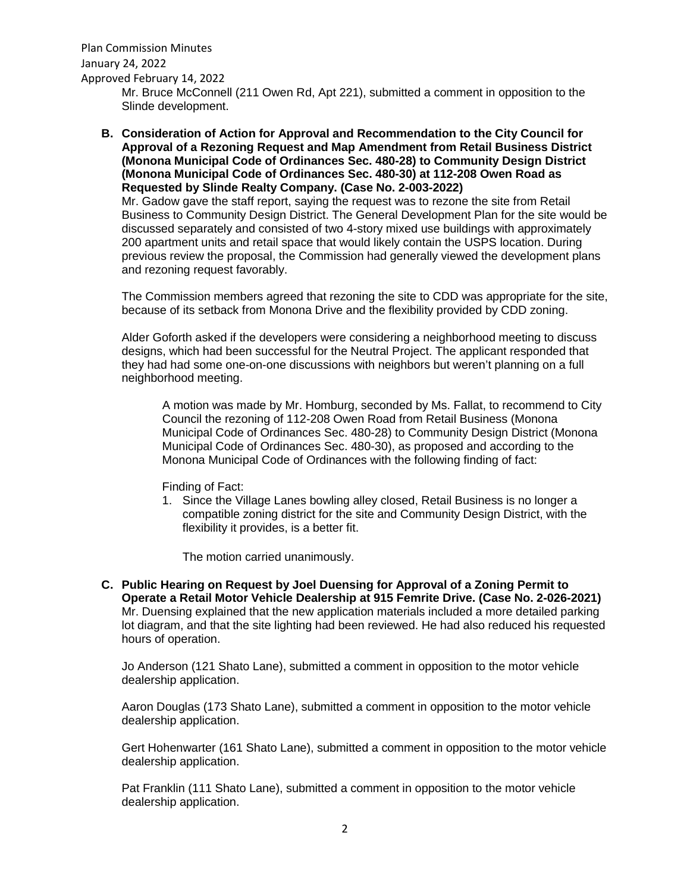Mr. Bruce McConnell (211 Owen Rd, Apt 221), submitted a comment in opposition to the Slinde development.

**B. Consideration of Action for Approval and Recommendation to the City Council for Approval of a Rezoning Request and Map Amendment from Retail Business District (Monona Municipal Code of Ordinances Sec. 480-28) to Community Design District (Monona Municipal Code of Ordinances Sec. 480-30) at 112-208 Owen Road as Requested by Slinde Realty Company. (Case No. 2-003-2022)**

Mr. Gadow gave the staff report, saying the request was to rezone the site from Retail Business to Community Design District. The General Development Plan for the site would be discussed separately and consisted of two 4-story mixed use buildings with approximately 200 apartment units and retail space that would likely contain the USPS location. During previous review the proposal, the Commission had generally viewed the development plans and rezoning request favorably.

The Commission members agreed that rezoning the site to CDD was appropriate for the site, because of its setback from Monona Drive and the flexibility provided by CDD zoning.

Alder Goforth asked if the developers were considering a neighborhood meeting to discuss designs, which had been successful for the Neutral Project. The applicant responded that they had had some one-on-one discussions with neighbors but weren't planning on a full neighborhood meeting.

> A motion was made by Mr. Homburg, seconded by Ms. Fallat, to recommend to City Council the rezoning of 112-208 Owen Road from Retail Business (Monona Municipal Code of Ordinances Sec. 480-28) to Community Design District (Monona Municipal Code of Ordinances Sec. 480-30), as proposed and according to the Monona Municipal Code of Ordinances with the following finding of fact:
>
> Finding of Fact:
>
> 1. Since the Village Lanes bowling alley closed, Retail Business is no longer a compatible zoning district for the site and Community Design District, with the flexibility it provides, is a better fit.
>
> The motion carried unanimously.

**C. Public Hearing on Request by Joel Duensing for Approval of a Zoning Permit to Operate a Retail Motor Vehicle Dealership at 915 Femrite Drive. (Case No. 2-026-2021)**

Mr. Duensing explained that the new application materials included a more detailed parking lot diagram, and that the site lighting had been reviewed. He had also reduced his requested hours of operation.

Jo Anderson (121 Shato Lane), submitted a comment in opposition to the motor vehicle dealership application.

Aaron Douglas (173 Shato Lane), submitted a comment in opposition to the motor vehicle dealership application.

Gert Hohenwarter (161 Shato Lane), submitted a comment in opposition to the motor vehicle dealership application.

Pat Franklin (111 Shato Lane), submitted a comment in opposition to the motor vehicle dealership application.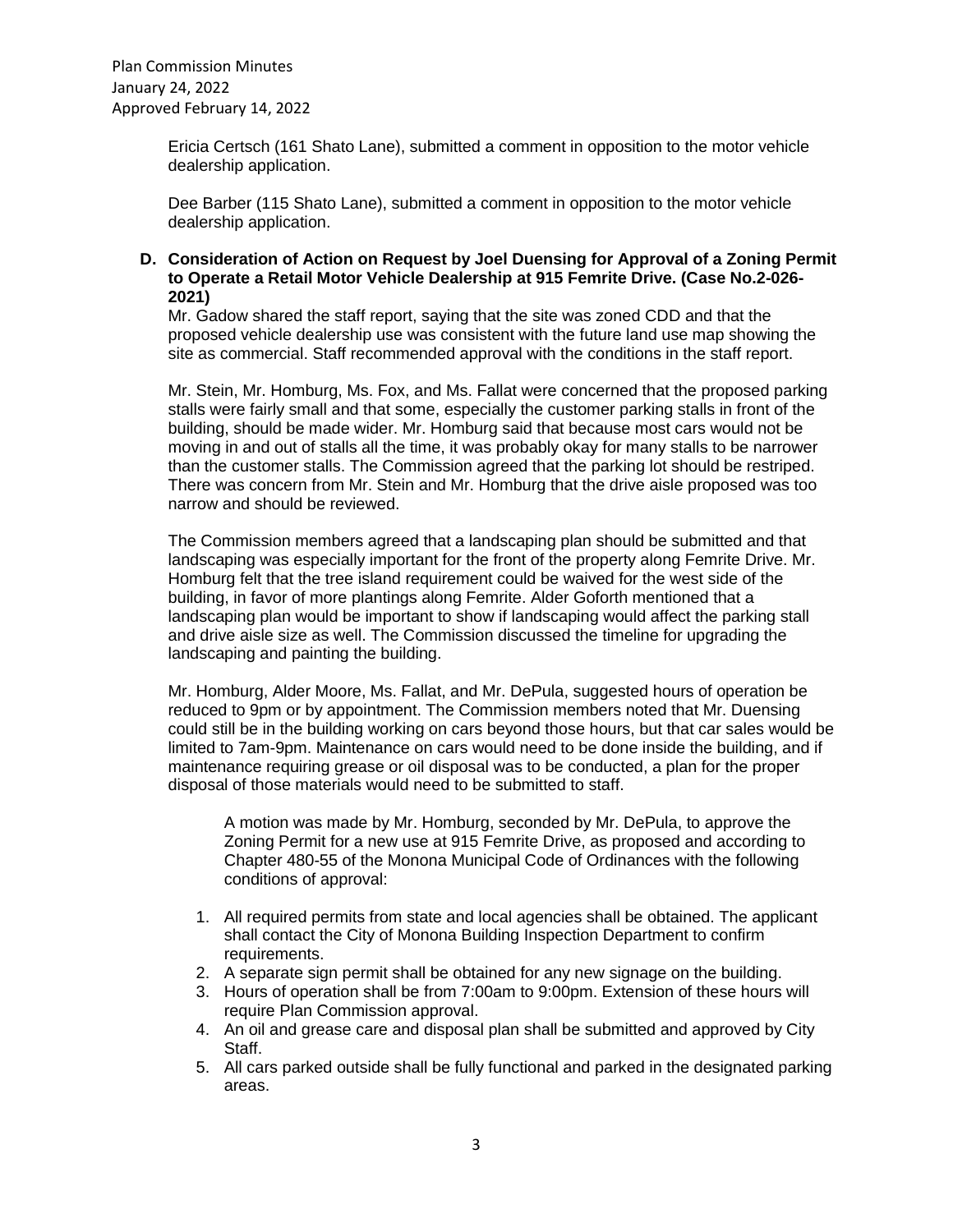Ericia Certsch (161 Shato Lane), submitted a comment in opposition to the motor vehicle dealership application.

Dee Barber (115 Shato Lane), submitted a comment in opposition to the motor vehicle dealership application.

**D. Consideration of Action on Request by Joel Duensing for Approval of a Zoning Permit to Operate a Retail Motor Vehicle Dealership at 915 Femrite Drive. (Case No.2-026-2021)**

Mr. Gadow shared the staff report, saying that the site was zoned CDD and that the proposed vehicle dealership use was consistent with the future land use map showing the site as commercial. Staff recommended approval with the conditions in the staff report.

Mr. Stein, Mr. Homburg, Ms. Fox, and Ms. Fallat were concerned that the proposed parking stalls were fairly small and that some, especially the customer parking stalls in front of the building, should be made wider. Mr. Homburg said that because most cars would not be moving in and out of stalls all the time, it was probably okay for many stalls to be narrower than the customer stalls. The Commission agreed that the parking lot should be restriped. There was concern from Mr. Stein and Mr. Homburg that the drive aisle proposed was too narrow and should be reviewed.

The Commission members agreed that a landscaping plan should be submitted and that landscaping was especially important for the front of the property along Femrite Drive. Mr. Homburg felt that the tree island requirement could be waived for the west side of the building, in favor of more plantings along Femrite. Alder Goforth mentioned that a landscaping plan would be important to show if landscaping would affect the parking stall and drive aisle size as well. The Commission discussed the timeline for upgrading the landscaping and painting the building.

Mr. Homburg, Alder Moore, Ms. Fallat, and Mr. DePula, suggested hours of operation be reduced to 9pm or by appointment. The Commission members noted that Mr. Duensing could still be in the building working on cars beyond those hours, but that car sales would be limited to 7am-9pm. Maintenance on cars would need to be done inside the building, and if maintenance requiring grease or oil disposal was to be conducted, a plan for the proper disposal of those materials would need to be submitted to staff.

A motion was made by Mr. Homburg, seconded by Mr. DePula, to approve the Zoning Permit for a new use at 915 Femrite Drive, as proposed and according to Chapter 480-55 of the Monona Municipal Code of Ordinances with the following conditions of approval:

1. All required permits from state and local agencies shall be obtained. The applicant shall contact the City of Monona Building Inspection Department to confirm requirements.
2. A separate sign permit shall be obtained for any new signage on the building.
3. Hours of operation shall be from 7:00am to 9:00pm. Extension of these hours will require Plan Commission approval.
4. An oil and grease care and disposal plan shall be submitted and approved by City Staff.
5. All cars parked outside shall be fully functional and parked in the designated parking areas.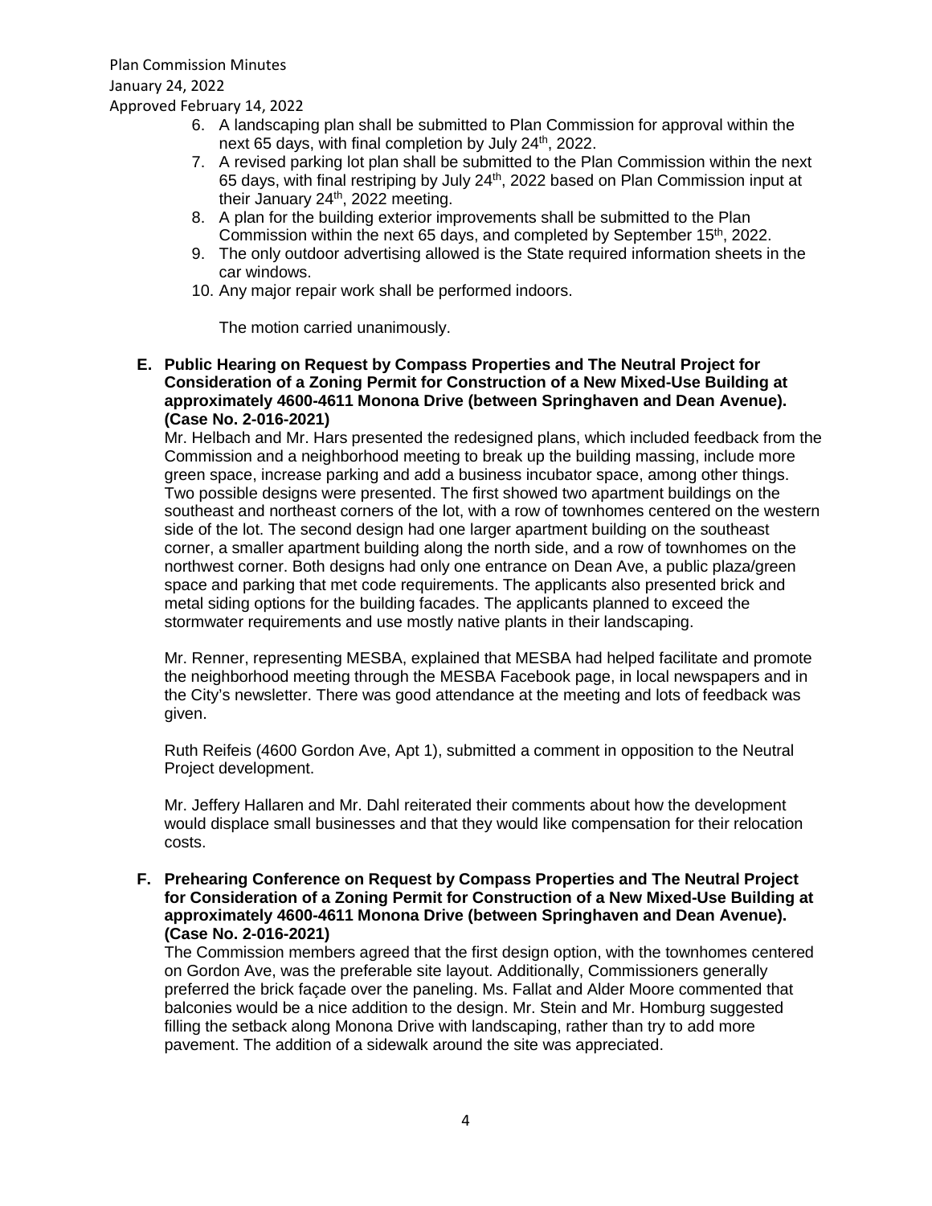6. A landscaping plan shall be submitted to Plan Commission for approval within the next 65 days, with final completion by July 24th, 2022.
7. A revised parking lot plan shall be submitted to the Plan Commission within the next 65 days, with final restriping by July 24th, 2022 based on Plan Commission input at their January 24th, 2022 meeting.
8. A plan for the building exterior improvements shall be submitted to the Plan Commission within the next 65 days, and completed by September 15th, 2022.
9. The only outdoor advertising allowed is the State required information sheets in the car windows.
10. Any major repair work shall be performed indoors.

The motion carried unanimously.

**E. Public Hearing on Request by Compass Properties and The Neutral Project for Consideration of a Zoning Permit for Construction of a New Mixed-Use Building at approximately 4600-4611 Monona Drive (between Springhaven and Dean Avenue). (Case No. 2-016-2021)**

Mr. Helbach and Mr. Hars presented the redesigned plans, which included feedback from the Commission and a neighborhood meeting to break up the building massing, include more green space, increase parking and add a business incubator space, among other things. Two possible designs were presented. The first showed two apartment buildings on the southeast and northeast corners of the lot, with a row of townhomes centered on the western side of the lot. The second design had one larger apartment building on the southeast corner, a smaller apartment building along the north side, and a row of townhomes on the northwest corner. Both designs had only one entrance on Dean Ave, a public plaza/green space and parking that met code requirements. The applicants also presented brick and metal siding options for the building facades. The applicants planned to exceed the stormwater requirements and use mostly native plants in their landscaping.

Mr. Renner, representing MESBA, explained that MESBA had helped facilitate and promote the neighborhood meeting through the MESBA Facebook page, in local newspapers and in the City's newsletter. There was good attendance at the meeting and lots of feedback was given.

Ruth Reifeis (4600 Gordon Ave, Apt 1), submitted a comment in opposition to the Neutral Project development.

Mr. Jeffery Hallaren and Mr. Dahl reiterated their comments about how the development would displace small businesses and that they would like compensation for their relocation costs.

**F. Prehearing Conference on Request by Compass Properties and The Neutral Project for Consideration of a Zoning Permit for Construction of a New Mixed-Use Building at approximately 4600-4611 Monona Drive (between Springhaven and Dean Avenue). (Case No. 2-016-2021)**

The Commission members agreed that the first design option, with the townhomes centered on Gordon Ave, was the preferable site layout. Additionally, Commissioners generally preferred the brick façade over the paneling. Ms. Fallat and Alder Moore commented that balconies would be a nice addition to the design. Mr. Stein and Mr. Homburg suggested filling the setback along Monona Drive with landscaping, rather than try to add more pavement. The addition of a sidewalk around the site was appreciated.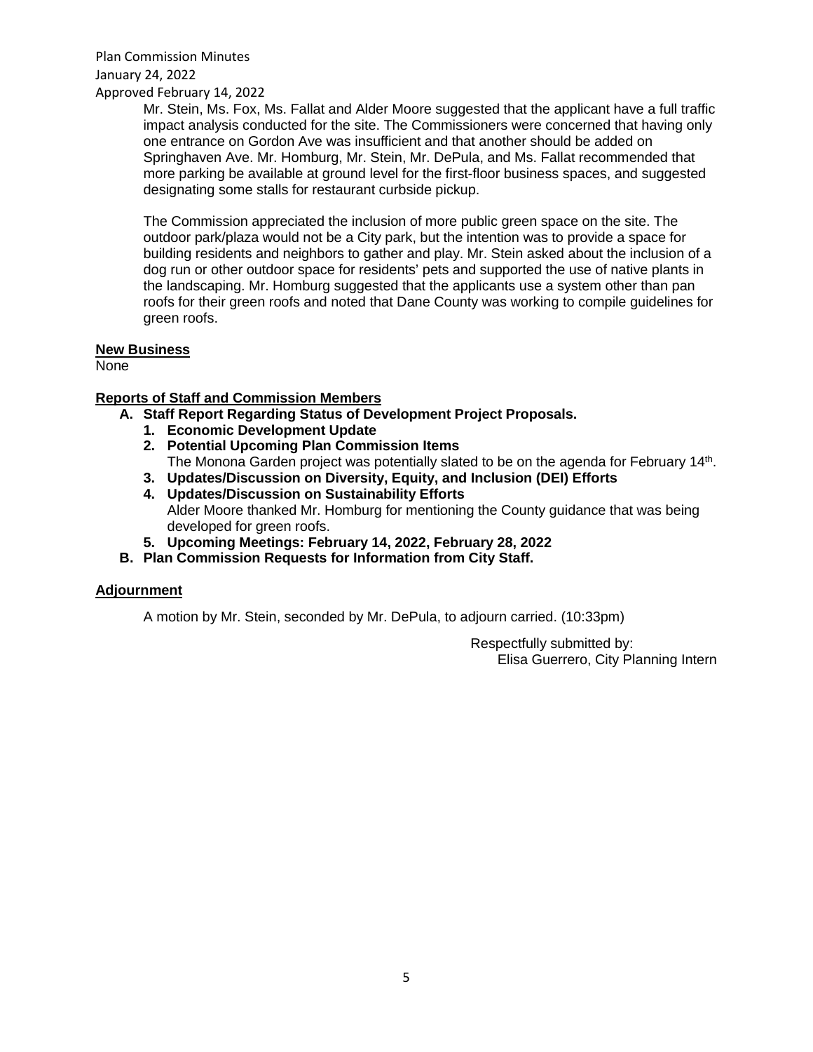Mr. Stein, Ms. Fox, Ms. Fallat and Alder Moore suggested that the applicant have a full traffic impact analysis conducted for the site. The Commissioners were concerned that having only one entrance on Gordon Ave was insufficient and that another should be added on Springhaven Ave. Mr. Homburg, Mr. Stein, Mr. DePula, and Ms. Fallat recommended that more parking be available at ground level for the first-floor business spaces, and suggested designating some stalls for restaurant curbside pickup.

The Commission appreciated the inclusion of more public green space on the site. The outdoor park/plaza would not be a City park, but the intention was to provide a space for building residents and neighbors to gather and play. Mr. Stein asked about the inclusion of a dog run or other outdoor space for residents' pets and supported the use of native plants in the landscaping. Mr. Homburg suggested that the applicants use a system other than pan roofs for their green roofs and noted that Dane County was working to compile guidelines for green roofs.

**New Business**

None

**Reports of Staff and Commission Members**

**A. Staff Report Regarding Status of Development Project Proposals.**

1. **Economic Development Update**
2. **Potential Upcoming Plan Commission Items**
   The Monona Garden project was potentially slated to be on the agenda for February 14th.
3. **Updates/Discussion on Diversity, Equity, and Inclusion (DEI) Efforts**
4. **Updates/Discussion on Sustainability Efforts**
   Alder Moore thanked Mr. Homburg for mentioning the County guidance that was being developed for green roofs.
5. **Upcoming Meetings: February 14, 2022, February 28, 2022**

**B. Plan Commission Requests for Information from City Staff.**

**Adjournment**

A motion by Mr. Stein, seconded by Mr. DePula, to adjourn carried. (10:33pm)

Respectfully submitted by:
Elisa Guerrero, City Planning Intern